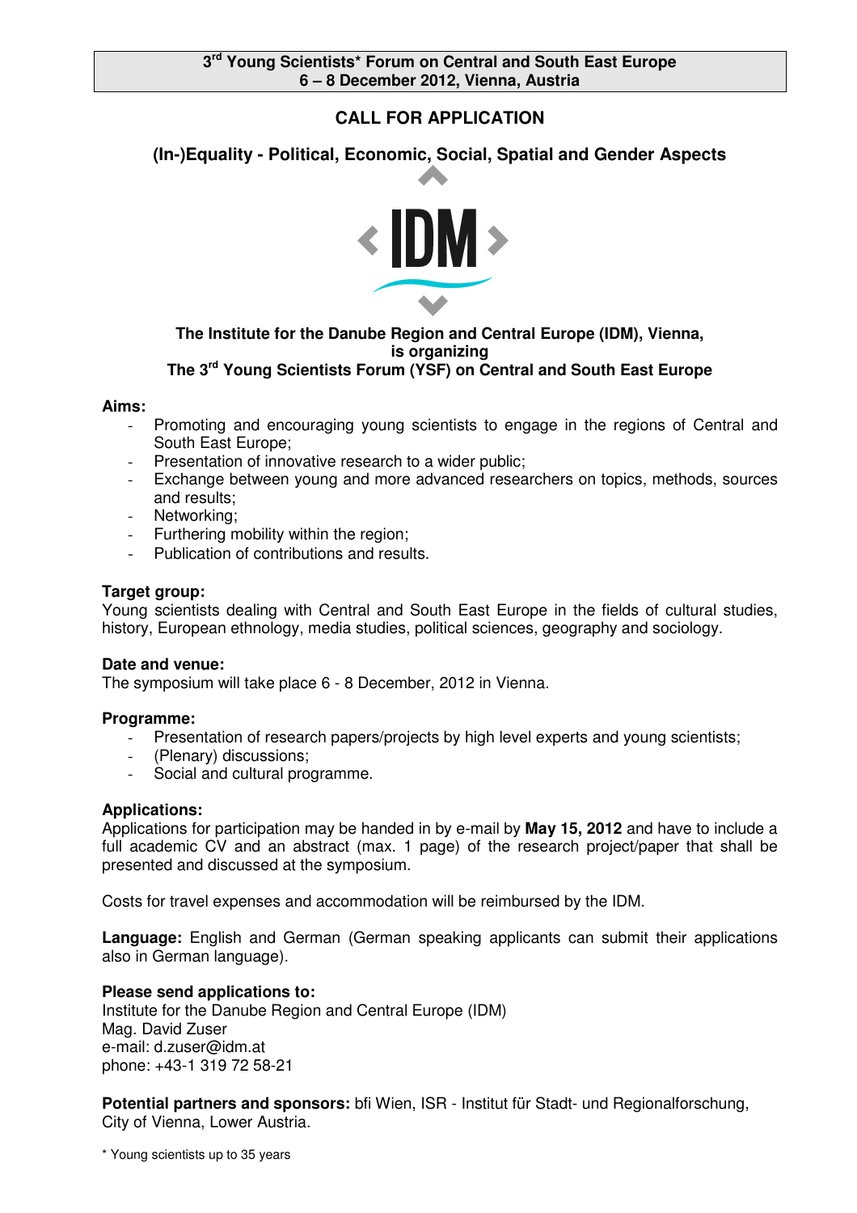**3rd Young Scientists* Forum on Central and South East Europe**
**6 – 8 December 2012, Vienna, Austria**

# CALL FOR APPLICATION

## (In-)Equality - Political, Economic, Social, Spatial and Gender Aspects

**The Institute for the Danube Region and Central Europe (IDM), Vienna, is organizing**
**The 3rd Young Scientists Forum (YSF) on Central and South East Europe**

### Aims:

- Promoting and encouraging young scientists to engage in the regions of Central and South East Europe;
- Presentation of innovative research to a wider public;
- Exchange between young and more advanced researchers on topics, methods, sources and results;
- Networking;
- Furthering mobility within the region;
- Publication of contributions and results.

### Target group:

Young scientists dealing with Central and South East Europe in the fields of cultural studies, history, European ethnology, media studies, political sciences, geography and sociology.

### Date and venue:

The symposium will take place 6 - 8 December, 2012 in Vienna.

### Programme:

- Presentation of research papers/projects by high level experts and young scientists;
- (Plenary) discussions;
- Social and cultural programme.

### Applications:

Applications for participation may be handed in by e-mail by **May 15, 2012** and have to include a full academic CV and an abstract (max. 1 page) of the research project/paper that shall be presented and discussed at the symposium.

Costs for travel expenses and accommodation will be reimbursed by the IDM.

**Language:** English and German (German speaking applicants can submit their applications also in German language).

### Please send applications to:

Institute for the Danube Region and Central Europe (IDM)
Mag. David Zuser
e-mail: d.zuser@idm.at
phone: +43-1 319 72 58-21

**Potential partners and sponsors:** bfi Wien, ISR - Institut für Stadt- und Regionalforschung, City of Vienna, Lower Austria.

* Young scientists up to 35 years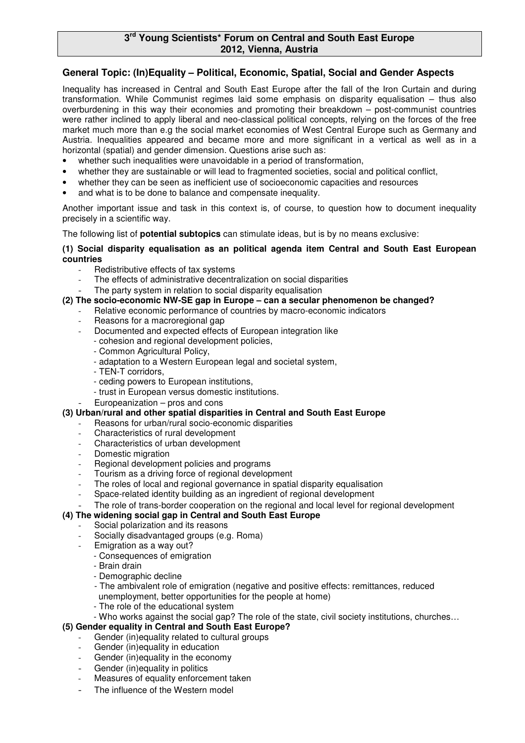# 3rd Young Scientists* Forum on Central and South East Europe 2012, Vienna, Austria

## General Topic: (In)Equality – Political, Economic, Spatial, Social and Gender Aspects

Inequality has increased in Central and South East Europe after the fall of the Iron Curtain and during transformation. While Communist regimes laid some emphasis on disparity equalisation – thus also overburdening in this way their economies and promoting their breakdown – post-communist countries were rather inclined to apply liberal and neo-classical political concepts, relying on the forces of the free market much more than e.g the social market economies of West Central Europe such as Germany and Austria. Inequalities appeared and became more and more significant in a vertical as well as in a horizontal (spatial) and gender dimension. Questions arise such as:

- whether such inequalities were unavoidable in a period of transformation,
- whether they are sustainable or will lead to fragmented societies, social and political conflict,
- whether they can be seen as inefficient use of socioeconomic capacities and resources
- and what is to be done to balance and compensate inequality.

Another important issue and task in this context is, of course, to question how to document inequality precisely in a scientific way.

The following list of **potential subtopics** can stimulate ideas, but is by no means exclusive:

**(1) Social disparity equalisation as an political agenda item Central and South East European countries**

- Redistributive effects of tax systems
- The effects of administrative decentralization on social disparities
- The party system in relation to social disparity equalisation

**(2) The socio-economic NW-SE gap in Europe – can a secular phenomenon be changed?**

- Relative economic performance of countries by macro-economic indicators
- Reasons for a macroregional gap
- Documented and expected effects of European integration like
  - cohesion and regional development policies,
  - Common Agricultural Policy,
  - adaptation to a Western European legal and societal system,
  - TEN-T corridors,
  - ceding powers to European institutions,
  - trust in European versus domestic institutions.
- Europeanization – pros and cons

**(3) Urban/rural and other spatial disparities in Central and South East Europe**

- Reasons for urban/rural socio-economic disparities
- Characteristics of rural development
- Characteristics of urban development
- Domestic migration
- Regional development policies and programs
- Tourism as a driving force of regional development
- The roles of local and regional governance in spatial disparity equalisation
- Space-related identity building as an ingredient of regional development
- The role of trans-border cooperation on the regional and local level for regional development

**(4) The widening social gap in Central and South East Europe**

- Social polarization and its reasons
- Socially disadvantaged groups (e.g. Roma)
- Emigration as a way out?
  - Consequences of emigration
  - Brain drain
  - Demographic decline
  - The ambivalent role of emigration (negative and positive effects: remittances, reduced unemployment, better opportunities for the people at home)
  - The role of the educational system
  - Who works against the social gap? The role of the state, civil society institutions, churches…

**(5) Gender equality in Central and South East Europe?**

- Gender (in)equality related to cultural groups
- Gender (in)equality in education
- Gender (in)equality in the economy
- Gender (in)equality in politics
- Measures of equality enforcement taken
- The influence of the Western model